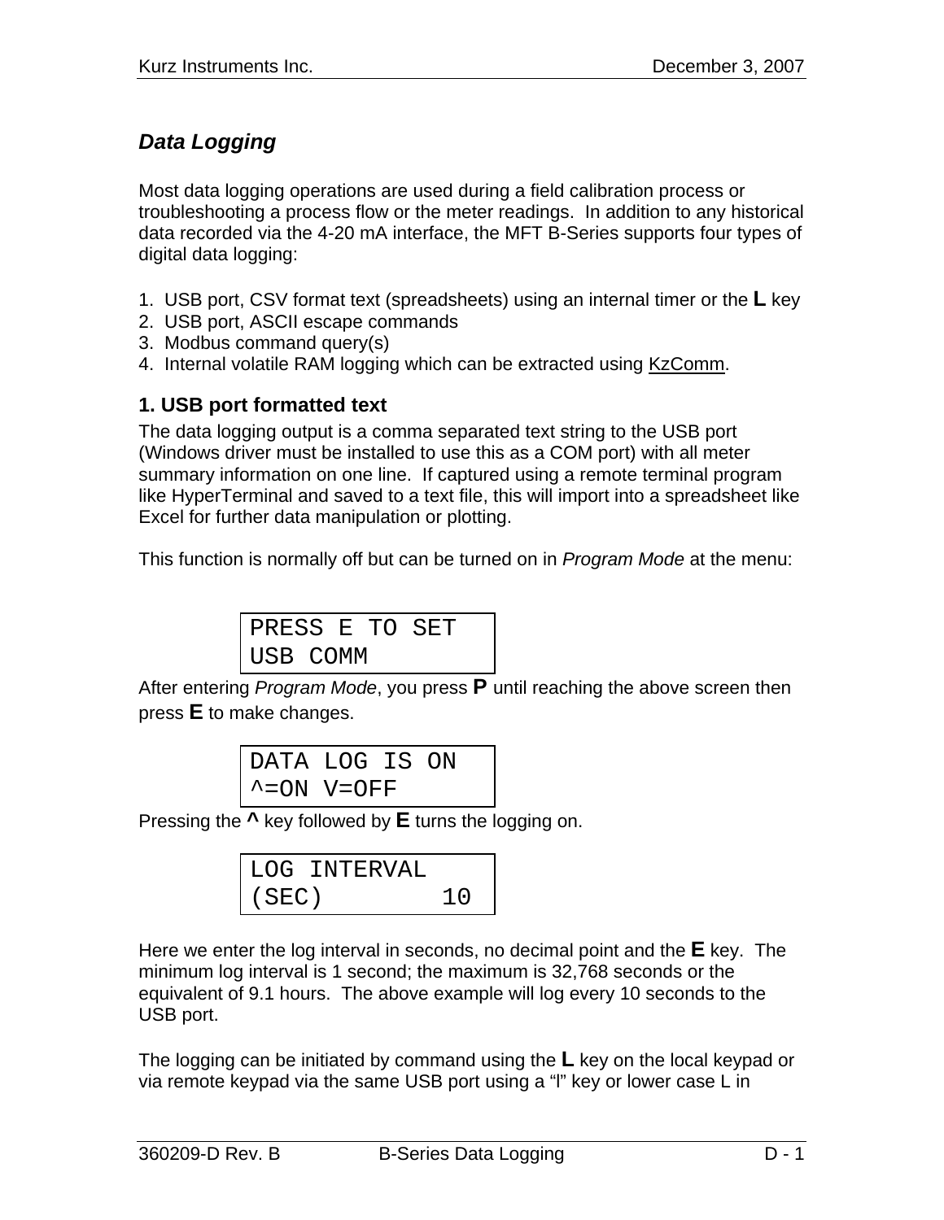## *Data Logging*

Most data logging operations are used during a field calibration process or troubleshooting a process flow or the meter readings. In addition to any historical data recorded via the 4-20 mA interface, the MFT B-Series supports four types of digital data logging:

1. USB port, CSV format text (spreadsheets) using an internal timer or the **L** key
2. USB port, ASCII escape commands
3. Modbus command query(s)
4. Internal volatile RAM logging which can be extracted using KzComm.

### 1. USB port formatted text

The data logging output is a comma separated text string to the USB port (Windows driver must be installed to use this as a COM port) with all meter summary information on one line. If captured using a remote terminal program like HyperTerminal and saved to a text file, this will import into a spreadsheet like Excel for further data manipulation or plotting.

This function is normally off but can be turned on in *Program Mode* at the menu:

```
PRESS E TO SET
USB COMM
```

After entering *Program Mode*, you press **P** until reaching the above screen then press **E** to make changes.

```
DATA LOG IS ON
^=ON V=OFF
```

Pressing the **^** key followed by **E** turns the logging on.

```
LOG INTERVAL
(SEC)        10
```

Here we enter the log interval in seconds, no decimal point and the **E** key. The minimum log interval is 1 second; the maximum is 32,768 seconds or the equivalent of 9.1 hours. The above example will log every 10 seconds to the USB port.

The logging can be initiated by command using the **L** key on the local keypad or via remote keypad via the same USB port using a “l” key or lower case L in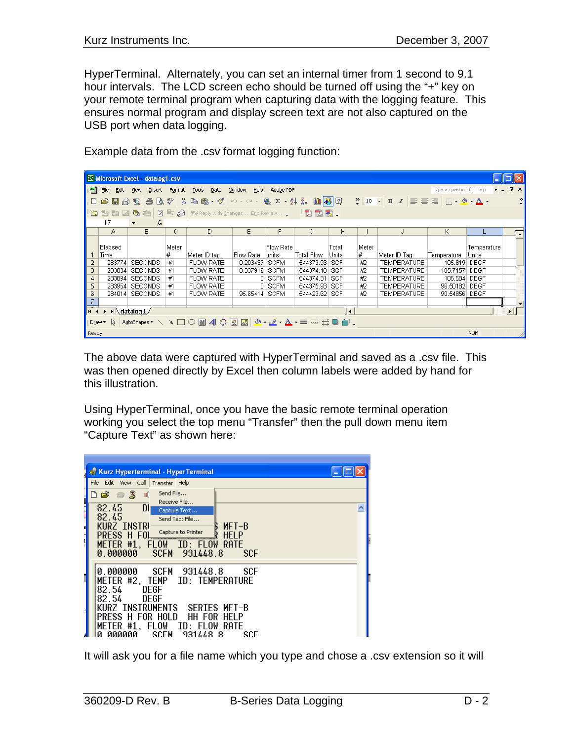HyperTerminal.  Alternately, you can set an internal timer from 1 second to 9.1 hour intervals.  The LCD screen echo should be turned off using the "+" key on your remote terminal program when capturing data with the logging feature.  This ensures normal program and display screen text are not also captured on the USB port when data logging.

Example data from the .csv format logging function:

| Elapsed Time | | Meter # | Meter ID tag | Flow Rate | Flow Rate units | Total Flow | Total Units | Meter # | Meter ID Tag | Temperature | Temparature Units |
|---|---|---|---|---|---|---|---|---|---|---|---|
| 283774 | SECONDS | #1 | FLOW RATE | 0.203439 | SCFM | 544373.93 | SCF | #2 | TEMPERATURE | 105.819 | DEGF |
| 283834 | SECONDS | #1 | FLOW RATE | 0.337916 | SCFM | 544374.18 | SCF | #2 | TEMPERATURE | 105.7157 | DEGF |
| 283894 | SECONDS | #1 | FLOW RATE | 0 | SCFM | 544374.31 | SCF | #2 | TEMPERATURE | 105.584 | DEGF |
| 283954 | SECONDS | #1 | FLOW RATE | 0 | SCFM | 544375.93 | SCF | #2 | TEMPERATURE | 96.50182 | DEGF |
| 284014 | SECONDS | #1 | FLOW RATE | 95.65414 | SCFM | 544423.62 | SCF | #2 | TEMPERATURE | 90.54856 | DEGF |

The above data were captured with HyperTerminal and saved as a .csv file.  This was then opened directly by Excel then column labels were added by hand for this illustration.

Using HyperTerminal, once you have the basic remote terminal operation working you select the top menu "Transfer" then the pull down menu item "Capture Text" as shown here:

```
82.45     DI
82.45
KURZ INSTRU              S MFT-B
PRESS H FOI              R HELP
METER #1, FLOW   ID: FLOW RATE
0.000000   SCFM  931448.8     SCF

0.000000   SCFM  931448.8     SCF
METER #2, TEMP   ID: TEMPERATURE
82.54     DEGF
82.54     DEGF
KURZ INSTRUMENTS   SERIES MFT-B
PRESS H FOR HOLD   HH FOR HELP
METER #1, FLOW   ID: FLOW RATE
0.000000   SCFM  931448.8     SCF
```

It will ask you for a file name which you type and chose a .csv extension so it will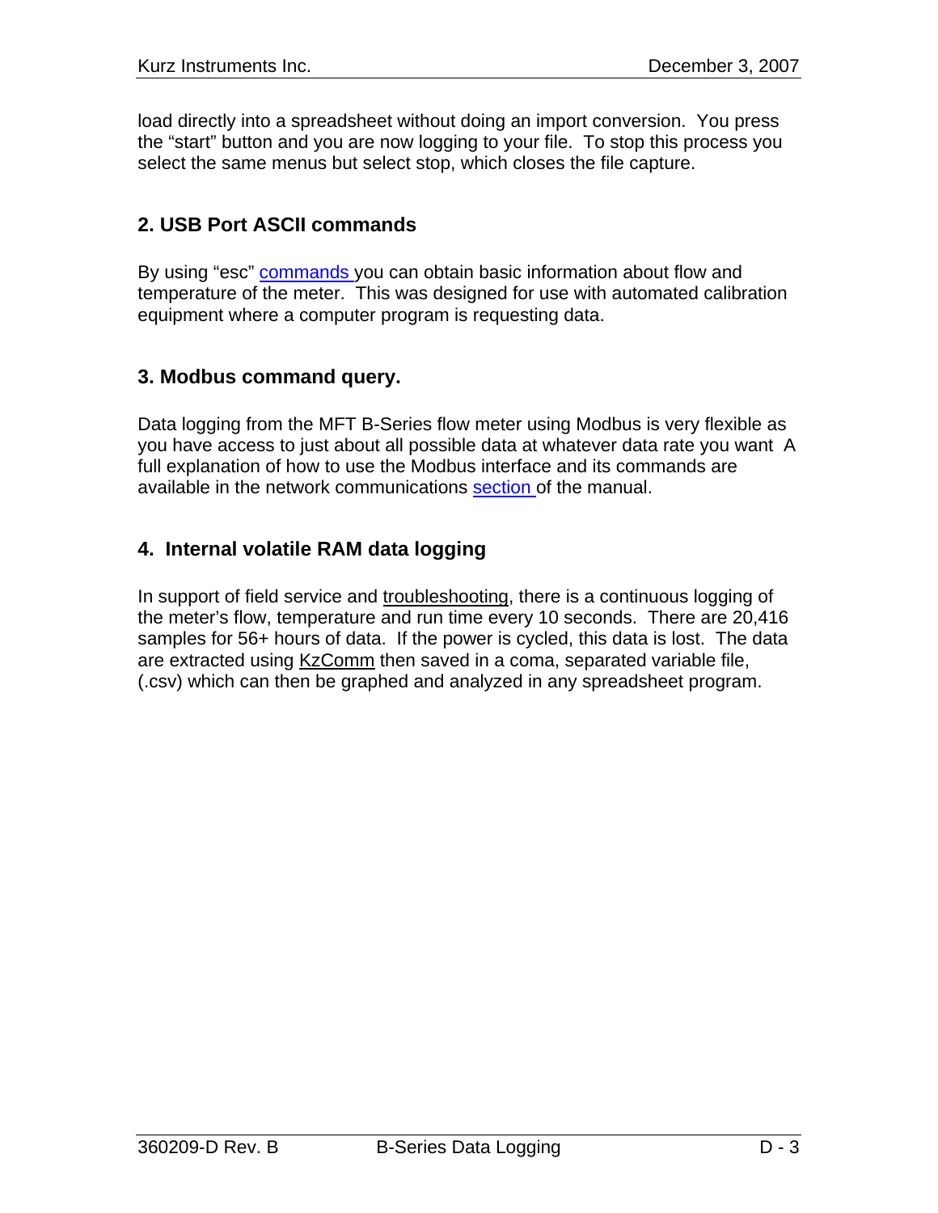load directly into a spreadsheet without doing an import conversion. You press the "start" button and you are now logging to your file. To stop this process you select the same menus but select stop, which closes the file capture.

## 2. USB Port ASCII commands

By using "esc" commands you can obtain basic information about flow and temperature of the meter. This was designed for use with automated calibration equipment where a computer program is requesting data.

## 3. Modbus command query.

Data logging from the MFT B-Series flow meter using Modbus is very flexible as you have access to just about all possible data at whatever data rate you want A full explanation of how to use the Modbus interface and its commands are available in the network communications section of the manual.

## 4. Internal volatile RAM data logging

In support of field service and troubleshooting, there is a continuous logging of the meter's flow, temperature and run time every 10 seconds. There are 20,416 samples for 56+ hours of data. If the power is cycled, this data is lost. The data are extracted using KzComm then saved in a coma, separated variable file, (.csv) which can then be graphed and analyzed in any spreadsheet program.